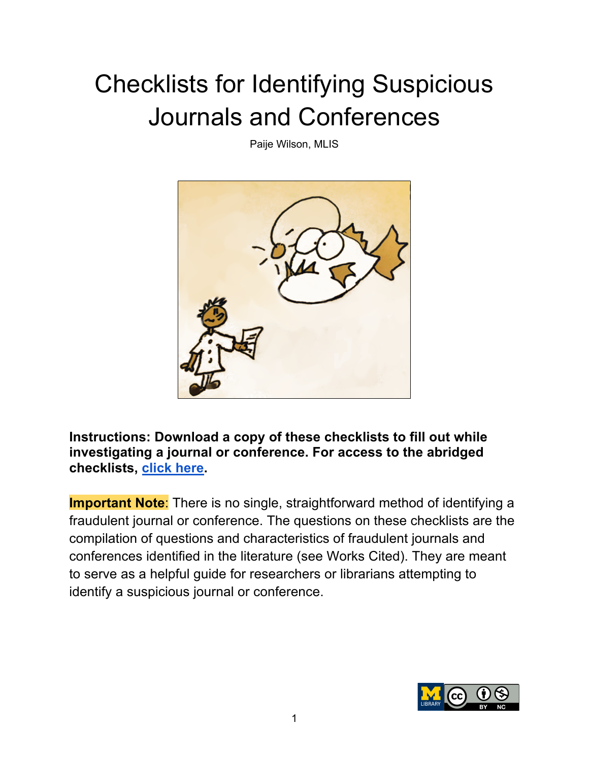# Checklists for Identifying Suspicious Journals and Conferences

Paije Wilson, MLIS

**Instructions: Download a copy of these checklists to fill out while investigating a journal or conference. For access to the abridged checklists, click here.**

**Important Note**: There is no single, straightforward method of identifying a fraudulent journal or conference. The questions on these checklists are the compilation of questions and characteristics of fraudulent journals and conferences identified in the literature (see Works Cited). They are meant to serve as a helpful guide for researchers or librarians attempting to identify a suspicious journal or conference.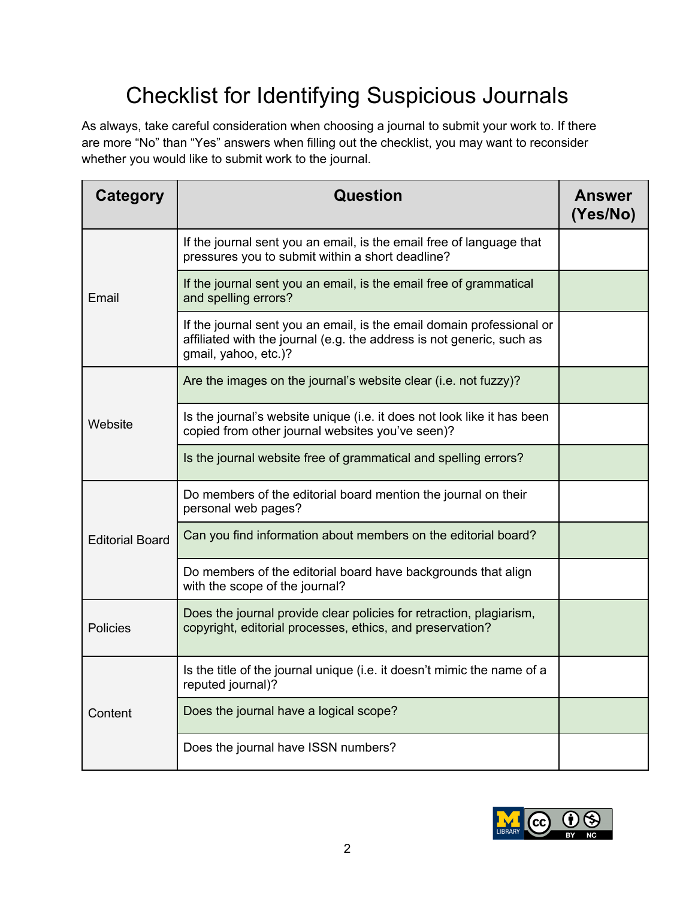# Checklist for Identifying Suspicious Journals

As always, take careful consideration when choosing a journal to submit your work to. If there are more "No" than "Yes" answers when filling out the checklist, you may want to reconsider whether you would like to submit work to the journal.

| Category | Question | Answer (Yes/No) |
| --- | --- | --- |
| Email | If the journal sent you an email, is the email free of language that pressures you to submit within a short deadline? | |
| | If the journal sent you an email, is the email free of grammatical and spelling errors? | |
| | If the journal sent you an email, is the email domain professional or affiliated with the journal (e.g. the address is not generic, such as gmail, yahoo, etc.)? | |
| Website | Are the images on the journal's website clear (i.e. not fuzzy)? | |
| | Is the journal's website unique (i.e. it does not look like it has been copied from other journal websites you've seen)? | |
| | Is the journal website free of grammatical and spelling errors? | |
| Editorial Board | Do members of the editorial board mention the journal on their personal web pages? | |
| | Can you find information about members on the editorial board? | |
| | Do members of the editorial board have backgrounds that align with the scope of the journal? | |
| Policies | Does the journal provide clear policies for retraction, plagiarism, copyright, editorial processes, ethics, and preservation? | |
| Content | Is the title of the journal unique (i.e. it doesn't mimic the name of a reputed journal)? | |
| | Does the journal have a logical scope? | |
| | Does the journal have ISSN numbers? | |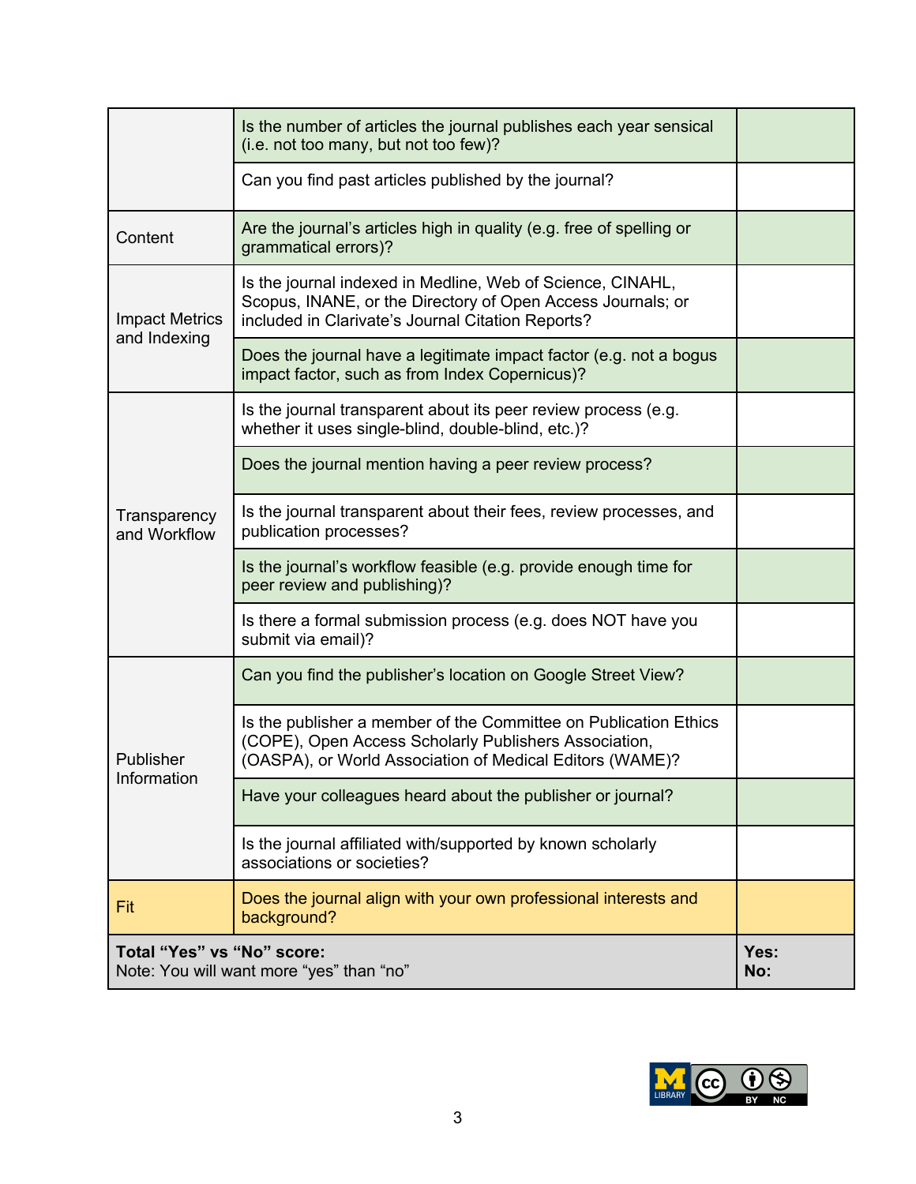| | | |
|---|---|---|
| | Is the number of articles the journal publishes each year sensical (i.e. not too many, but not too few)? | |
| | Can you find past articles published by the journal? | |
| Content | Are the journal's articles high in quality (e.g. free of spelling or grammatical errors)? | |
| Impact Metrics and Indexing | Is the journal indexed in Medline, Web of Science, CINAHL, Scopus, INANE, or the Directory of Open Access Journals; or included in Clarivate's Journal Citation Reports? | |
| | Does the journal have a legitimate impact factor (e.g. not a bogus impact factor, such as from Index Copernicus)? | |
| Transparency and Workflow | Is the journal transparent about its peer review process (e.g. whether it uses single-blind, double-blind, etc.)? | |
| | Does the journal mention having a peer review process? | |
| | Is the journal transparent about their fees, review processes, and publication processes? | |
| | Is the journal's workflow feasible (e.g. provide enough time for peer review and publishing)? | |
| | Is there a formal submission process (e.g. does NOT have you submit via email)? | |
| Publisher Information | Can you find the publisher's location on Google Street View? | |
| | Is the publisher a member of the Committee on Publication Ethics (COPE), Open Access Scholarly Publishers Association, (OASPA), or World Association of Medical Editors (WAME)? | |
| | Have your colleagues heard about the publisher or journal? | |
| | Is the journal affiliated with/supported by known scholarly associations or societies? | |
| Fit | Does the journal align with your own professional interests and background? | |
| **Total "Yes" vs "No" score:**<br>Note: You will want more "yes" than "no" | | **Yes:**<br>**No:** |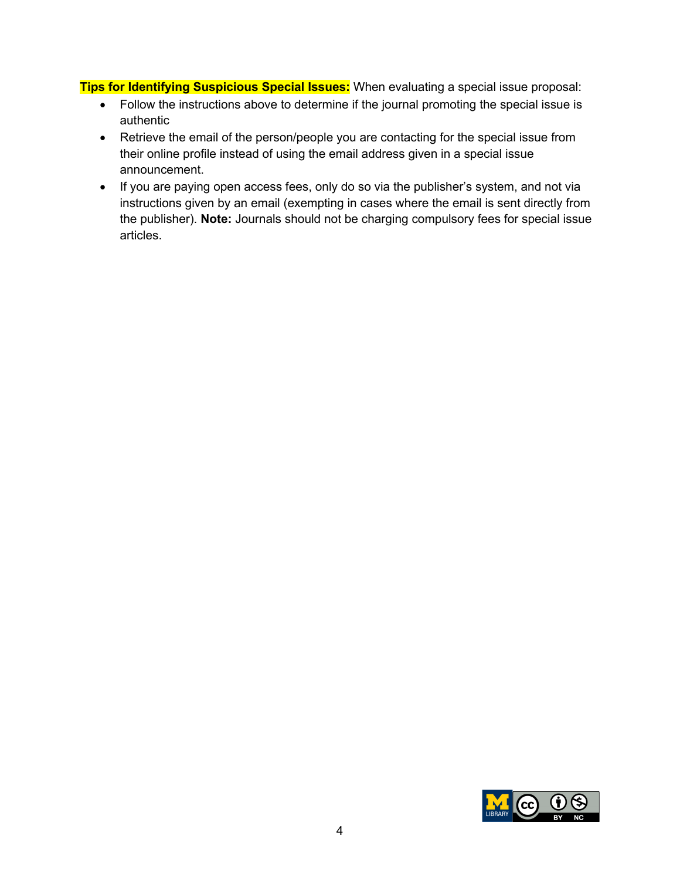**Tips for Identifying Suspicious Special Issues:** When evaluating a special issue proposal:

- Follow the instructions above to determine if the journal promoting the special issue is authentic
- Retrieve the email of the person/people you are contacting for the special issue from their online profile instead of using the email address given in a special issue announcement.
- If you are paying open access fees, only do so via the publisher's system, and not via instructions given by an email (exempting in cases where the email is sent directly from the publisher). **Note:** Journals should not be charging compulsory fees for special issue articles.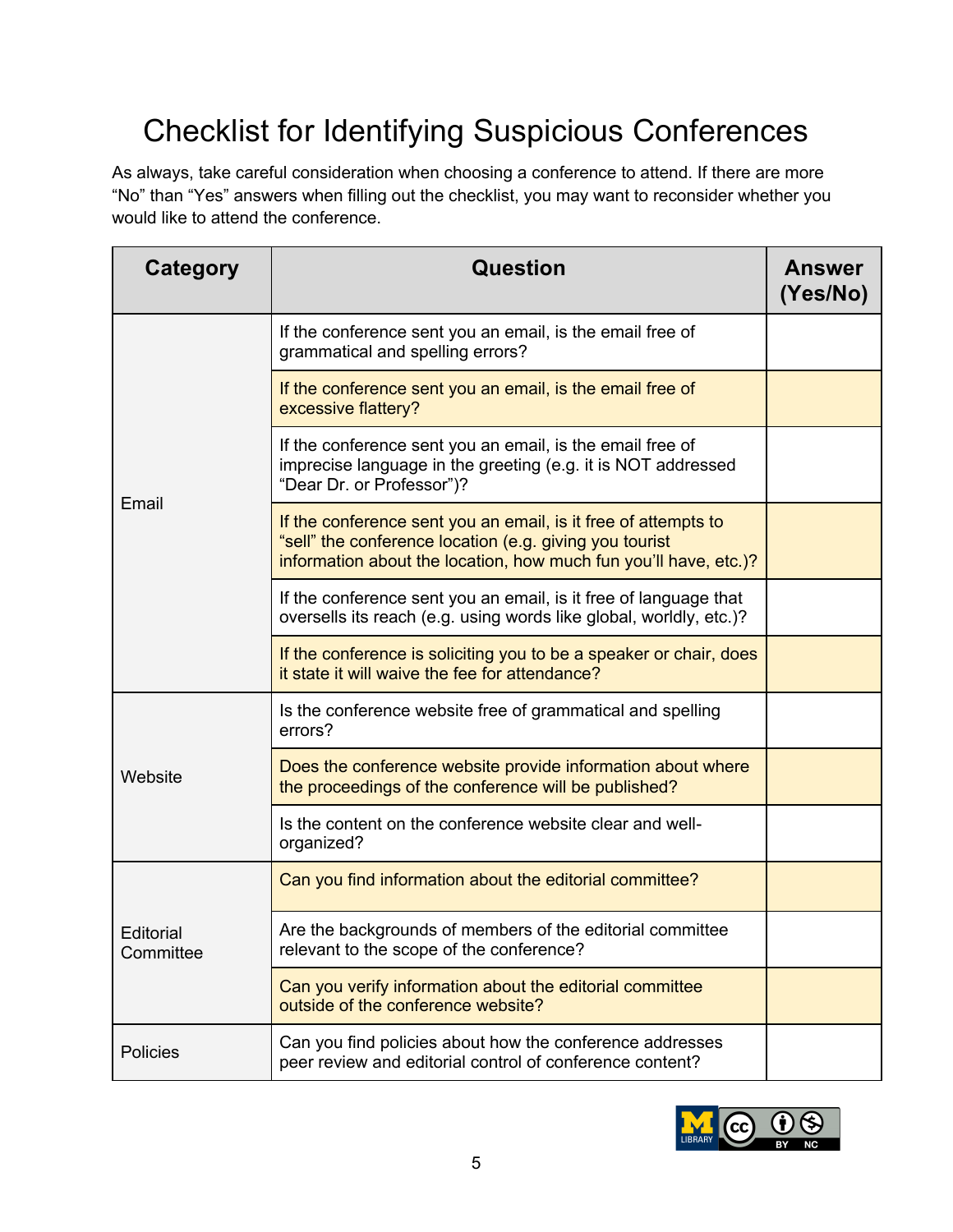# Checklist for Identifying Suspicious Conferences

As always, take careful consideration when choosing a conference to attend. If there are more "No" than "Yes" answers when filling out the checklist, you may want to reconsider whether you would like to attend the conference.

| Category | Question | Answer (Yes/No) |
|---|---|---|
| Email | If the conference sent you an email, is the email free of grammatical and spelling errors? | |
| | If the conference sent you an email, is the email free of excessive flattery? | |
| | If the conference sent you an email, is the email free of imprecise language in the greeting (e.g. it is NOT addressed "Dear Dr. or Professor")? | |
| | If the conference sent you an email, is it free of attempts to "sell" the conference location (e.g. giving you tourist information about the location, how much fun you'll have, etc.)? | |
| | If the conference sent you an email, is it free of language that oversells its reach (e.g. using words like global, worldly, etc.)? | |
| | If the conference is soliciting you to be a speaker or chair, does it state it will waive the fee for attendance? | |
| Website | Is the conference website free of grammatical and spelling errors? | |
| | Does the conference website provide information about where the proceedings of the conference will be published? | |
| | Is the content on the conference website clear and well-organized? | |
| Editorial Committee | Can you find information about the editorial committee? | |
| | Are the backgrounds of members of the editorial committee relevant to the scope of the conference? | |
| | Can you verify information about the editorial committee outside of the conference website? | |
| Policies | Can you find policies about how the conference addresses peer review and editorial control of conference content? | |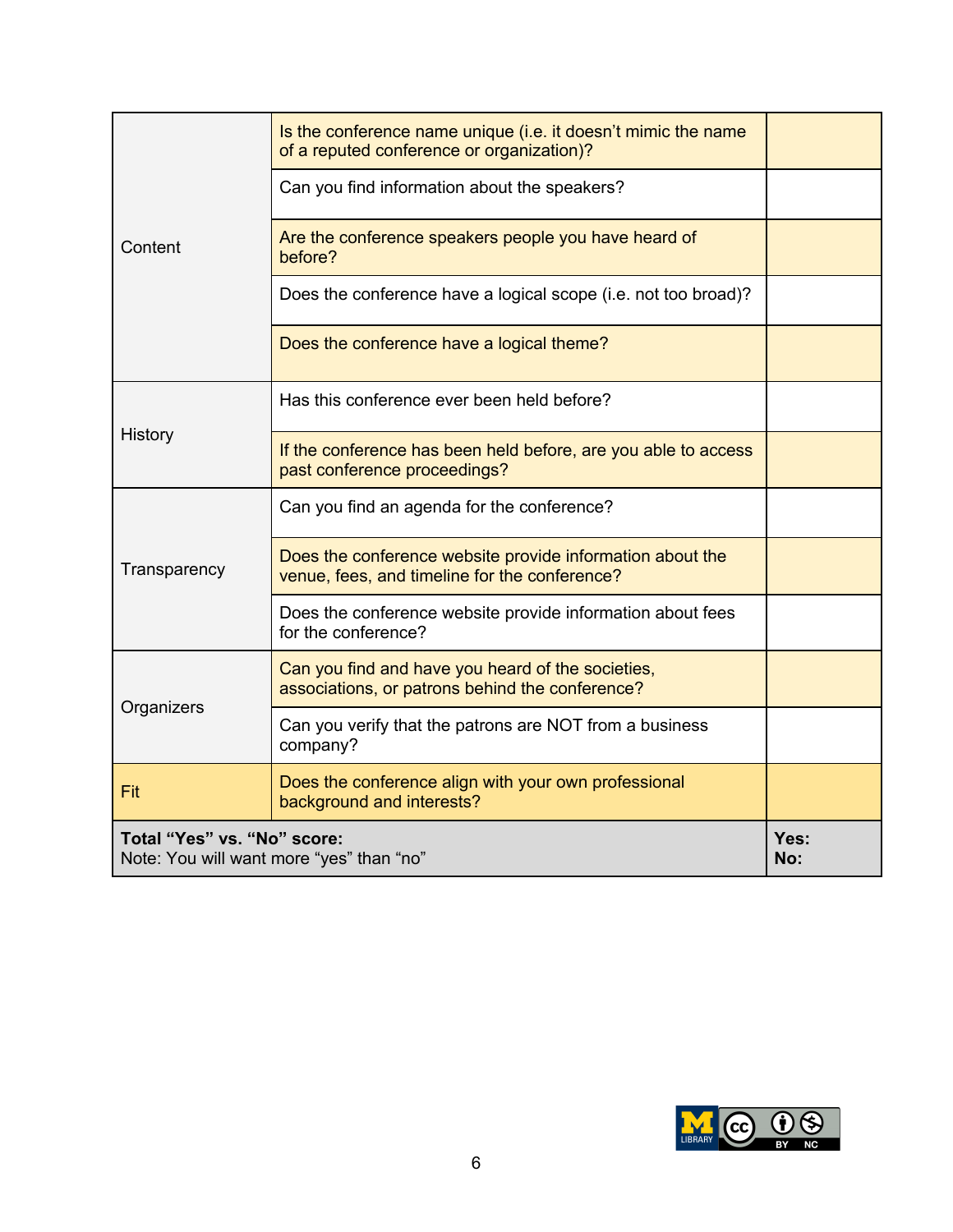| | | |
|---|---|---|
| Content | Is the conference name unique (i.e. it doesn't mimic the name of a reputed conference or organization)? | |
| | Can you find information about the speakers? | |
| | Are the conference speakers people you have heard of before? | |
| | Does the conference have a logical scope (i.e. not too broad)? | |
| | Does the conference have a logical theme? | |
| History | Has this conference ever been held before? | |
| | If the conference has been held before, are you able to access past conference proceedings? | |
| Transparency | Can you find an agenda for the conference? | |
| | Does the conference website provide information about the venue, fees, and timeline for the conference? | |
| | Does the conference website provide information about fees for the conference? | |
| Organizers | Can you find and have you heard of the societies, associations, or patrons behind the conference? | |
| | Can you verify that the patrons are NOT from a business company? | |
| Fit | Does the conference align with your own professional background and interests? | |
| **Total "Yes" vs. "No" score:** Note: You will want more "yes" than "no" | | **Yes:** **No:** |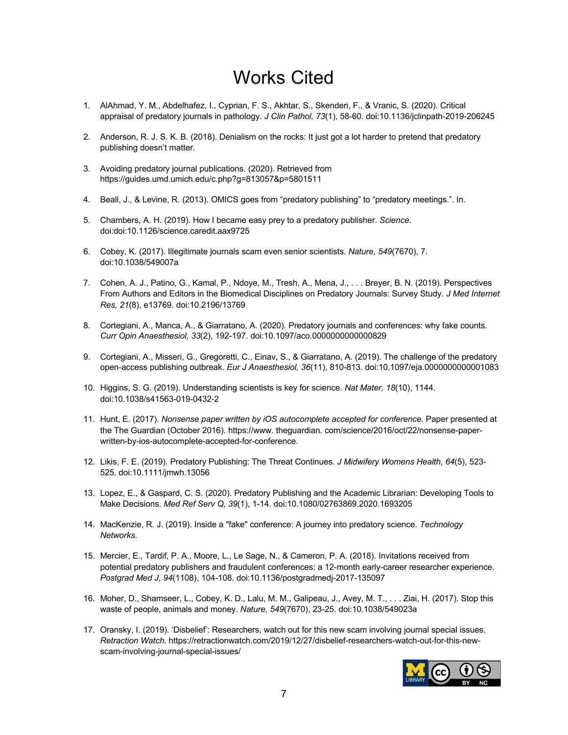# Works Cited

1. AlAhmad, Y. M., Abdelhafez, I., Cyprian, F. S., Akhtar, S., Skenderi, F., & Vranic, S. (2020). Critical appraisal of predatory journals in pathology. *J Clin Pathol, 73*(1), 58-60. doi:10.1136/jclinpath-2019-206245

2. Anderson, R. J. S. K. B. (2018). Denialism on the rocks: It just got a lot harder to pretend that predatory publishing doesn't matter.

3. Avoiding predatory journal publications. (2020). Retrieved from https://guides.umd.umich.edu/c.php?g=813057&p=5801511

4. Beall, J., & Levine, R. (2013). OMICS goes from "predatory publishing" to "predatory meetings.". In.

5. Chambers, A. H. (2019). How I became easy prey to a predatory publisher. *Science*. doi:doi:10.1126/science.caredit.aax9725

6. Cobey, K. (2017). Illegitimate journals scam even senior scientists. *Nature, 549*(7670), 7. doi:10.1038/549007a

7. Cohen, A. J., Patino, G., Kamal, P., Ndoye, M., Tresh, A., Mena, J., . . . Breyer, B. N. (2019). Perspectives From Authors and Editors in the Biomedical Disciplines on Predatory Journals: Survey Study. *J Med Internet Res, 21*(8), e13769. doi:10.2196/13769

8. Cortegiani, A., Manca, A., & Giarratano, A. (2020). Predatory journals and conferences: why fake counts. *Curr Opin Anaesthesiol, 33*(2), 192-197. doi:10.1097/aco.0000000000000829

9. Cortegiani, A., Misseri, G., Gregoretti, C., Einav, S., & Giarratano, A. (2019). The challenge of the predatory open-access publishing outbreak. *Eur J Anaesthesiol, 36*(11), 810-813. doi:10.1097/eja.0000000000001083

10. Higgins, S. G. (2019). Understanding scientists is key for science. *Nat Mater, 18*(10), 1144. doi:10.1038/s41563-019-0432-2

11. Hunt, E. (2017). *Nonsense paper written by iOS autocomplete accepted for conference.* Paper presented at the The Guardian (October 2016). https://www. theguardian. com/science/2016/oct/22/nonsense-paper-written-by-ios-autocomplete-accepted-for-conference.

12. Likis, F. E. (2019). Predatory Publishing: The Threat Continues. *J Midwifery Womens Health, 64*(5), 523-525. doi:10.1111/jmwh.13056

13. Lopez, E., & Gaspard, C. S. (2020). Predatory Publishing and the Academic Librarian: Developing Tools to Make Decisions. *Med Ref Serv Q, 39*(1), 1-14. doi:10.1080/02763869.2020.1693205

14. MacKenzie, R. J. (2019). Inside a "fake" conference: A journey into predatory science. *Technology Networks*.

15. Mercier, E., Tardif, P. A., Moore, L., Le Sage, N., & Cameron, P. A. (2018). Invitations received from potential predatory publishers and fraudulent conferences: a 12-month early-career researcher experience. *Postgrad Med J, 94*(1108), 104-108. doi:10.1136/postgradmedj-2017-135097

16. Moher, D., Shamseer, L., Cobey, K. D., Lalu, M. M., Galipeau, J., Avey, M. T., . . . Ziai, H. (2017). Stop this waste of people, animals and money. *Nature, 549*(7670), 23-25. doi:10.1038/549023a

17. Oransky, I. (2019). 'Disbelief': Researchers, watch out for this new scam involving journal special issues. *Retraction Watch.* https://retractionwatch.com/2019/12/27/disbelief-researchers-watch-out-for-this-new-scam-involving-journal-special-issues/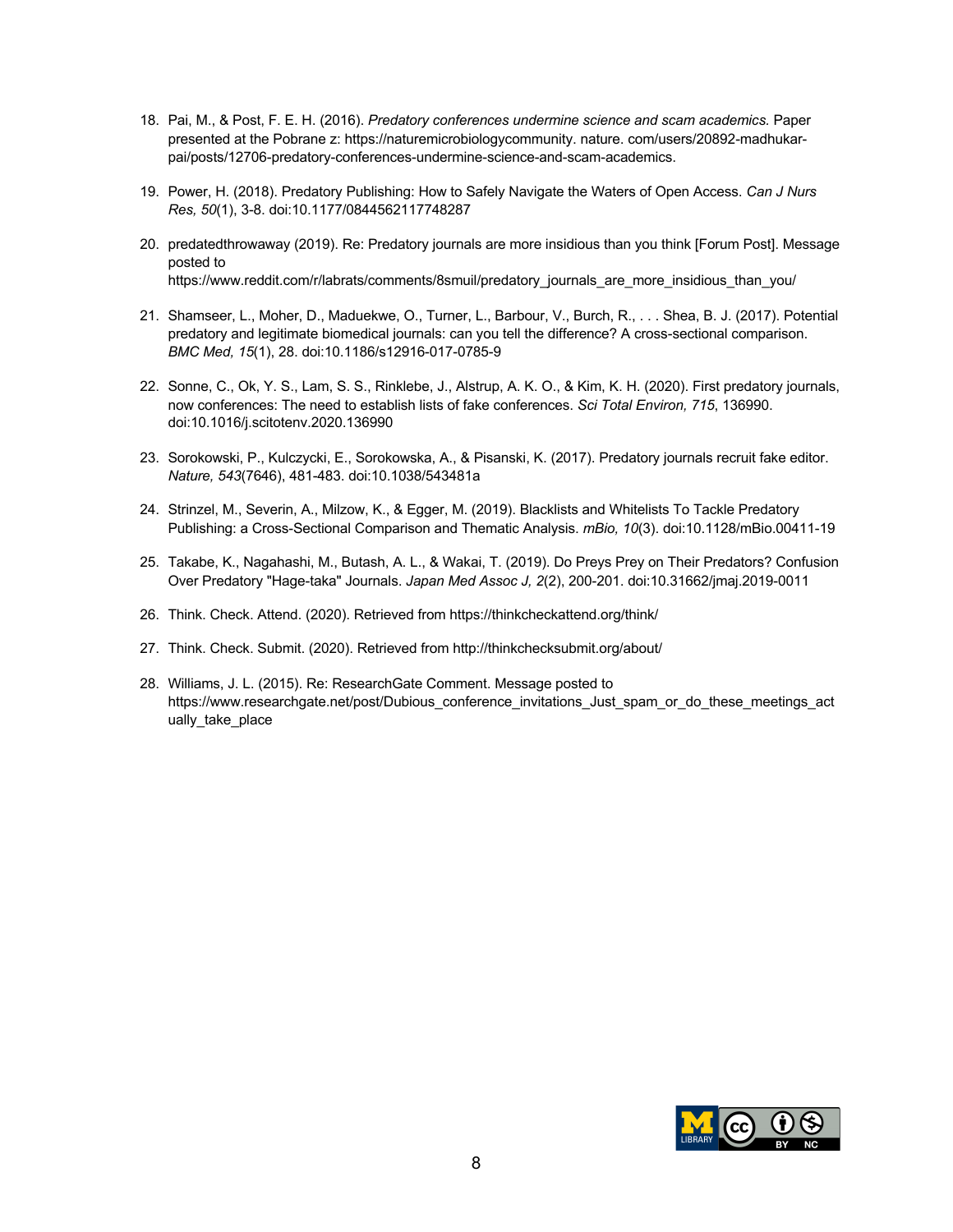18. Pai, M., & Post, F. E. H. (2016). *Predatory conferences undermine science and scam academics.* Paper presented at the Pobrane z: https://naturemicrobiologycommunity. nature. com/users/20892-madhukar-pai/posts/12706-predatory-conferences-undermine-science-and-scam-academics.

19. Power, H. (2018). Predatory Publishing: How to Safely Navigate the Waters of Open Access. *Can J Nurs Res, 50*(1), 3-8. doi:10.1177/0844562117748287

20. predatedthrowaway (2019). Re: Predatory journals are more insidious than you think [Forum Post]. Message posted to https://www.reddit.com/r/labrats/comments/8smuil/predatory_journals_are_more_insidious_than_you/

21. Shamseer, L., Moher, D., Maduekwe, O., Turner, L., Barbour, V., Burch, R., . . . Shea, B. J. (2017). Potential predatory and legitimate biomedical journals: can you tell the difference? A cross-sectional comparison. *BMC Med, 15*(1), 28. doi:10.1186/s12916-017-0785-9

22. Sonne, C., Ok, Y. S., Lam, S. S., Rinklebe, J., Alstrup, A. K. O., & Kim, K. H. (2020). First predatory journals, now conferences: The need to establish lists of fake conferences. *Sci Total Environ, 715*, 136990. doi:10.1016/j.scitotenv.2020.136990

23. Sorokowski, P., Kulczycki, E., Sorokowska, A., & Pisanski, K. (2017). Predatory journals recruit fake editor. *Nature, 543*(7646), 481-483. doi:10.1038/543481a

24. Strinzel, M., Severin, A., Milzow, K., & Egger, M. (2019). Blacklists and Whitelists To Tackle Predatory Publishing: a Cross-Sectional Comparison and Thematic Analysis. *mBio, 10*(3). doi:10.1128/mBio.00411-19

25. Takabe, K., Nagahashi, M., Butash, A. L., & Wakai, T. (2019). Do Preys Prey on Their Predators? Confusion Over Predatory "Hage-taka" Journals. *Japan Med Assoc J, 2*(2), 200-201. doi:10.31662/jmaj.2019-0011

26. Think. Check. Attend. (2020). Retrieved from https://thinkcheckattend.org/think/

27. Think. Check. Submit. (2020). Retrieved from http://thinkchecksubmit.org/about/

28. Williams, J. L. (2015). Re: ResearchGate Comment. Message posted to https://www.researchgate.net/post/Dubious_conference_invitations_Just_spam_or_do_these_meetings_actually_take_place